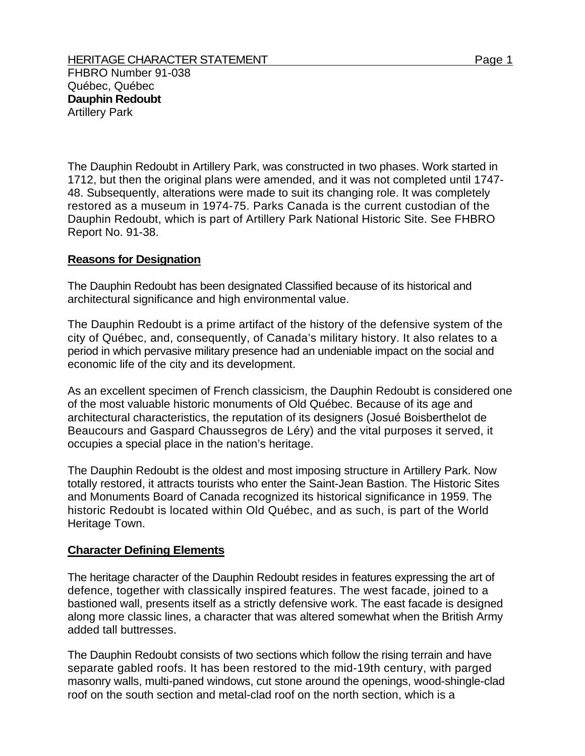HERITAGE CHARACTER STATEMENT

FHBRO Number 91-038
Québec, Québec
**Dauphin Redoubt**
Artillery Park

The Dauphin Redoubt in Artillery Park, was constructed in two phases. Work started in 1712, but then the original plans were amended, and it was not completed until 1747-48. Subsequently, alterations were made to suit its changing role. It was completely restored as a museum in 1974-75. Parks Canada is the current custodian of the Dauphin Redoubt, which is part of Artillery Park National Historic Site. See FHBRO Report No. 91-38.

## Reasons for Designation

The Dauphin Redoubt has been designated Classified because of its historical and architectural significance and high environmental value.

The Dauphin Redoubt is a prime artifact of the history of the defensive system of the city of Québec, and, consequently, of Canada's military history. It also relates to a period in which pervasive military presence had an undeniable impact on the social and economic life of the city and its development.

As an excellent specimen of French classicism, the Dauphin Redoubt is considered one of the most valuable historic monuments of Old Québec. Because of its age and architectural characteristics, the reputation of its designers (Josué Boisberthelot de Beaucours and Gaspard Chaussegros de Léry) and the vital purposes it served, it occupies a special place in the nation's heritage.

The Dauphin Redoubt is the oldest and most imposing structure in Artillery Park. Now totally restored, it attracts tourists who enter the Saint-Jean Bastion. The Historic Sites and Monuments Board of Canada recognized its historical significance in 1959. The historic Redoubt is located within Old Québec, and as such, is part of the World Heritage Town.

## Character Defining Elements

The heritage character of the Dauphin Redoubt resides in features expressing the art of defence, together with classically inspired features. The west facade, joined to a bastioned wall, presents itself as a strictly defensive work. The east facade is designed along more classic lines, a character that was altered somewhat when the British Army added tall buttresses.

The Dauphin Redoubt consists of two sections which follow the rising terrain and have separate gabled roofs. It has been restored to the mid-19th century, with parged masonry walls, multi-paned windows, cut stone around the openings, wood-shingle-clad roof on the south section and metal-clad roof on the north section, which is a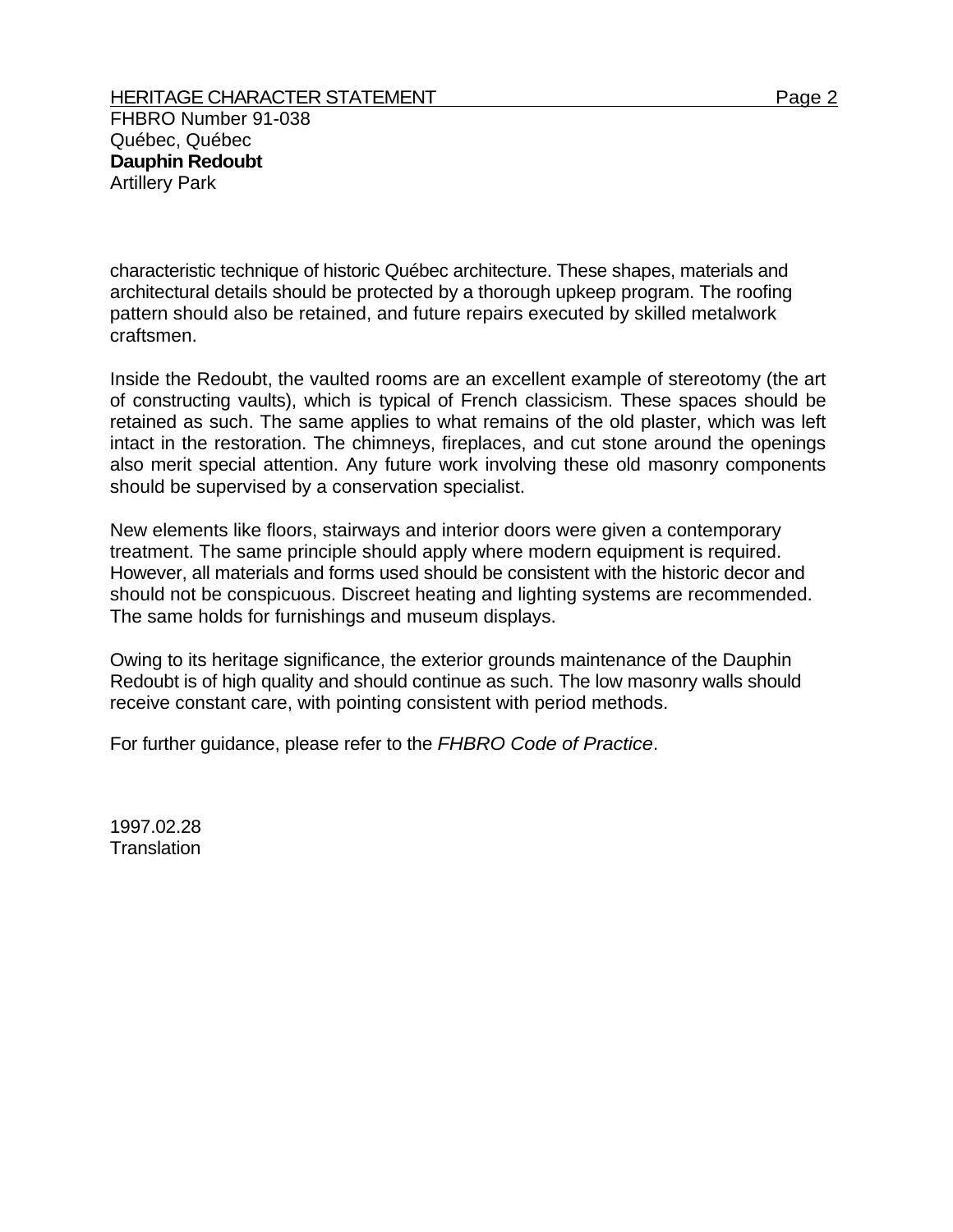characteristic technique of historic Québec architecture. These shapes, materials and architectural details should be protected by a thorough upkeep program. The roofing pattern should also be retained, and future repairs executed by skilled metalwork craftsmen.

Inside the Redoubt, the vaulted rooms are an excellent example of stereotomy (the art of constructing vaults), which is typical of French classicism. These spaces should be retained as such. The same applies to what remains of the old plaster, which was left intact in the restoration. The chimneys, fireplaces, and cut stone around the openings also merit special attention. Any future work involving these old masonry components should be supervised by a conservation specialist.

New elements like floors, stairways and interior doors were given a contemporary treatment. The same principle should apply where modern equipment is required. However, all materials and forms used should be consistent with the historic decor and should not be conspicuous. Discreet heating and lighting systems are recommended. The same holds for furnishings and museum displays.

Owing to its heritage significance, the exterior grounds maintenance of the Dauphin Redoubt is of high quality and should continue as such. The low masonry walls should receive constant care, with pointing consistent with period methods.

For further guidance, please refer to the *FHBRO Code of Practice*.

1997.02.28
Translation